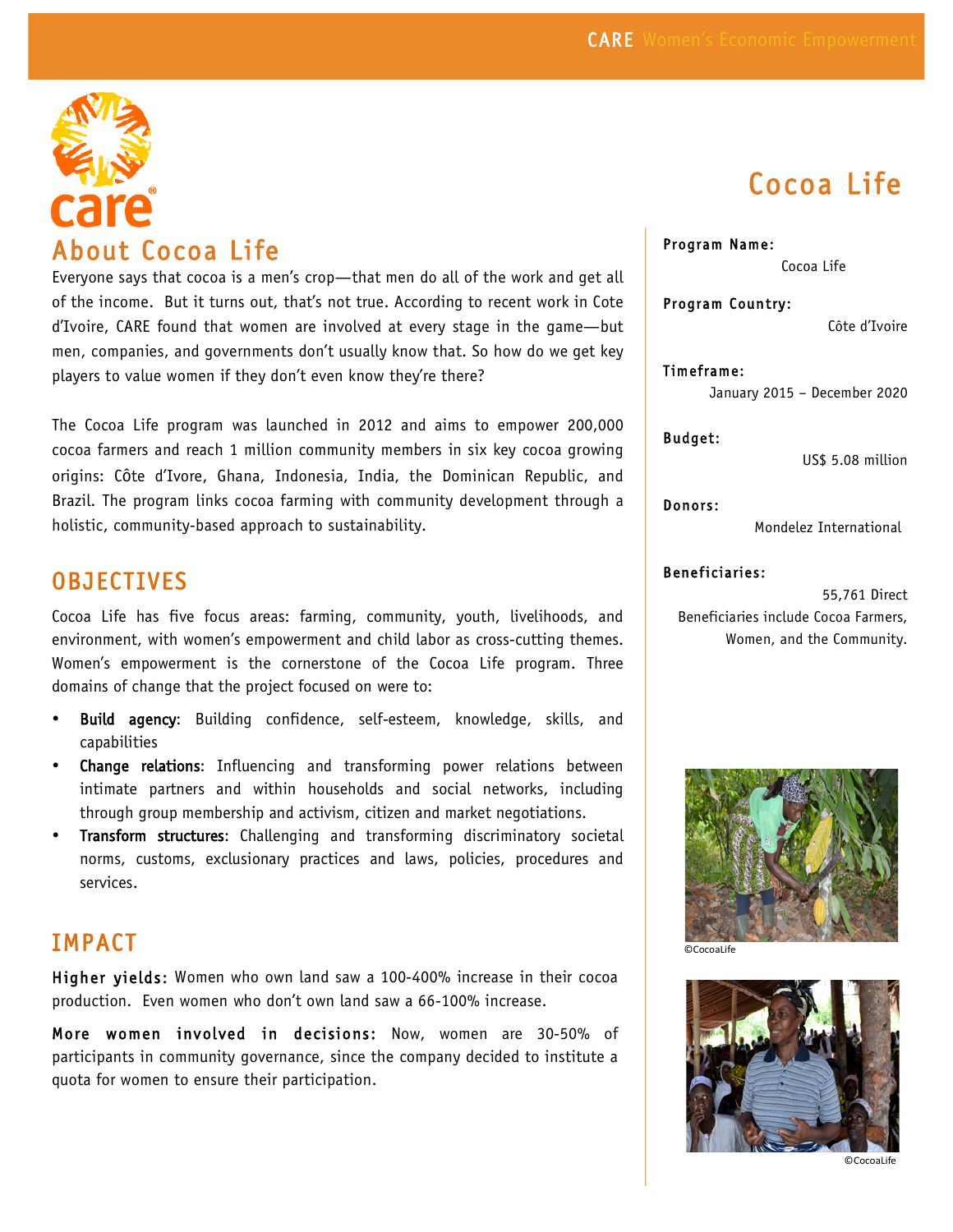# Cocoa Life

## About Cocoa Life

Everyone says that cocoa is a men's crop—that men do all of the work and get all of the income. But it turns out, that's not true. According to recent work in Cote d'Ivoire, CARE found that women are involved at every stage in the game—but men, companies, and governments don't usually know that. So how do we get key players to value women if they don't even know they're there?

The Cocoa Life program was launched in 2012 and aims to empower 200,000 cocoa farmers and reach 1 million community members in six key cocoa growing origins: Côte d'Ivore, Ghana, Indonesia, India, the Dominican Republic, and Brazil. The program links cocoa farming with community development through a holistic, community-based approach to sustainability.

## OBJECTIVES

Cocoa Life has five focus areas: farming, community, youth, livelihoods, and environment, with women's empowerment and child labor as cross-cutting themes. Women's empowerment is the cornerstone of the Cocoa Life program. Three domains of change that the project focused on were to:

- **Build agency**: Building confidence, self-esteem, knowledge, skills, and capabilities
- **Change relations**: Influencing and transforming power relations between intimate partners and within households and social networks, including through group membership and activism, citizen and market negotiations.
- **Transform structures**: Challenging and transforming discriminatory societal norms, customs, exclusionary practices and laws, policies, procedures and services.

## IMPACT

**Higher yields:** Women who own land saw a 100-400% increase in their cocoa production. Even women who don't own land saw a 66-100% increase.

**More women involved in decisions:** Now, women are 30-50% of participants in community governance, since the company decided to institute a quota for women to ensure their participation.

**Program Name:** Cocoa Life

**Program Country:** Côte d'Ivoire

**Timeframe:** January 2015 – December 2020

**Budget:** US$ 5.08 million

**Donors:** Mondelez International

**Beneficiaries:** 55,761 Direct Beneficiaries include Cocoa Farmers, Women, and the Community.

©CocoaLife

©CocoaLife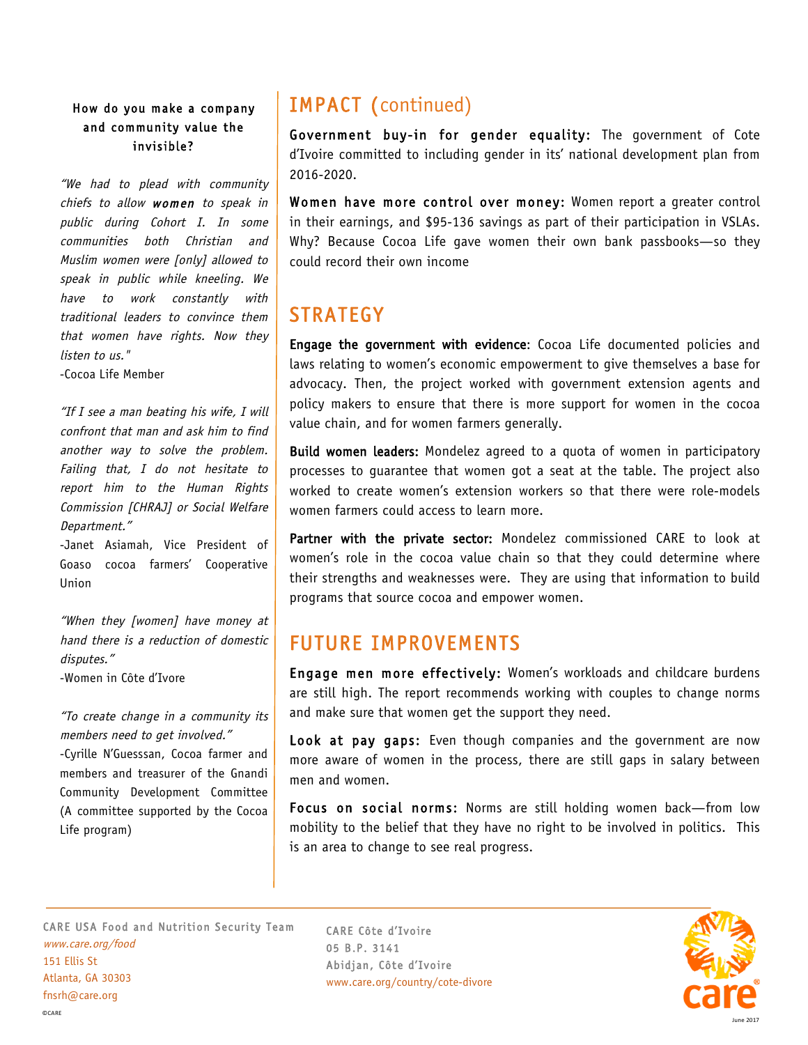## How do you make a company and community value the invisible?

*"We had to plead with community chiefs to allow* ***women*** *to speak in public during Cohort I. In some communities both Christian and Muslim women were [only] allowed to speak in public while kneeling. We have to work constantly with traditional leaders to convince them that women have rights. Now they listen to us."*

-Cocoa Life Member

*"If I see a man beating his wife, I will confront that man and ask him to find another way to solve the problem. Failing that, I do not hesitate to report him to the Human Rights Commission [CHRAJ] or Social Welfare Department."*

-Janet Asiamah, Vice President of Goaso cocoa farmers' Cooperative Union

*"When they [women] have money at hand there is a reduction of domestic disputes."*

-Women in Côte d'Ivore

*"To create change in a community its members need to get involved."*

-Cyrille N'Guesssan, Cocoa farmer and members and treasurer of the Gnandi Community Development Committee (A committee supported by the Cocoa Life program)

# IMPACT (continued)

**Government buy-in for gender equality:** The government of Cote d'Ivoire committed to including gender in its' national development plan from 2016-2020.

**Women have more control over money:** Women report a greater control in their earnings, and $95-136 savings as part of their participation in VSLAs. Why? Because Cocoa Life gave women their own bank passbooks—so they could record their own income

# STRATEGY

**Engage the government with evidence**: Cocoa Life documented policies and laws relating to women's economic empowerment to give themselves a base for advocacy. Then, the project worked with government extension agents and policy makers to ensure that there is more support for women in the cocoa value chain, and for women farmers generally.

**Build women leaders:** Mondelez agreed to a quota of women in participatory processes to guarantee that women got a seat at the table. The project also worked to create women's extension workers so that there were role-models women farmers could access to learn more.

**Partner with the private sector:** Mondelez commissioned CARE to look at women's role in the cocoa value chain so that they could determine where their strengths and weaknesses were. They are using that information to build programs that source cocoa and empower women.

# FUTURE IMPROVEMENTS

**Engage men more effectively:** Women's workloads and childcare burdens are still high. The report recommends working with couples to change norms and make sure that women get the support they need.

**Look at pay gaps:** Even though companies and the government are now more aware of women in the process, there are still gaps in salary between men and women.

**Focus on social norms**: Norms are still holding women back—from low mobility to the belief that they have no right to be involved in politics. This is an area to change to see real progress.

CARE USA Food and Nutrition Security Team
*www.care.org/food*
151 Ellis St
Atlanta, GA 30303
fnsrh@care.org

CARE Côte d'Ivoire
05 B.P. 3141
Abidjan, Côte d'Ivoire
www.care.org/country/cote-divore

©CARE

care®

June 2017